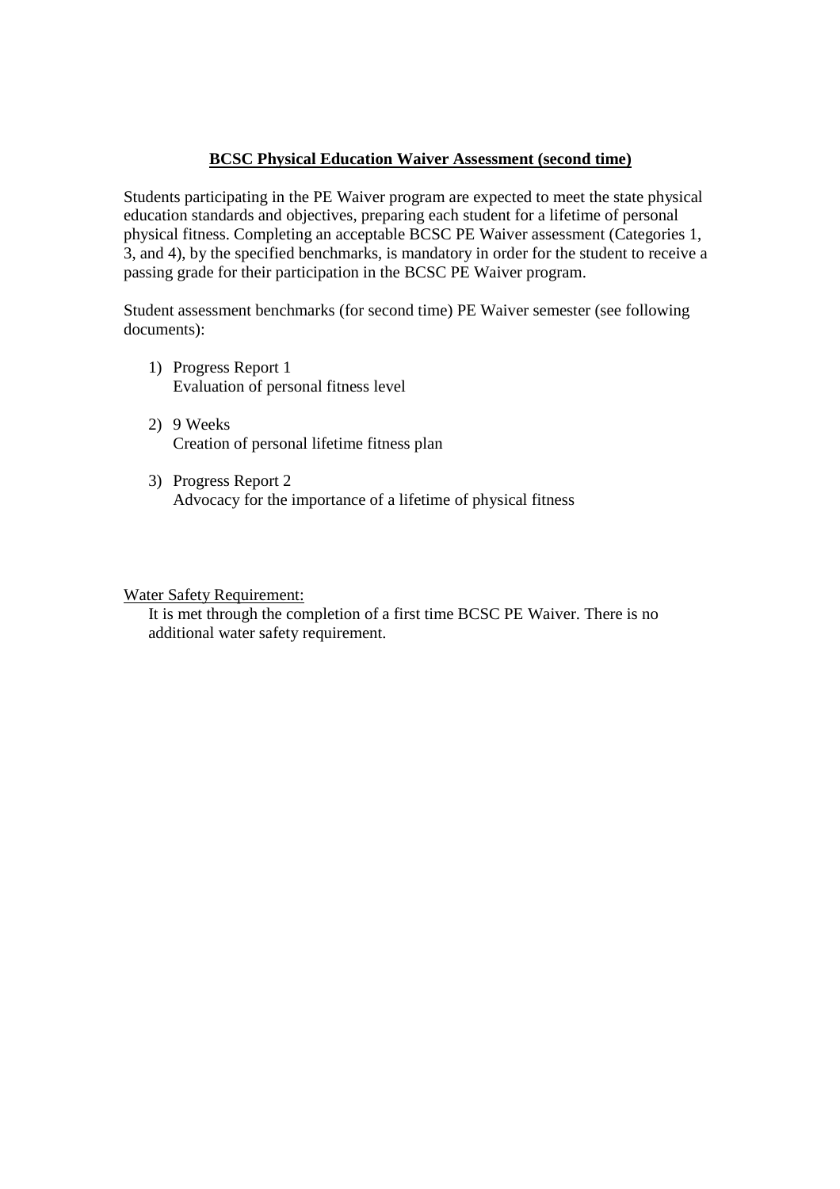**BCSC Physical Education Waiver Assessment (second time)**

Students participating in the PE Waiver program are expected to meet the state physical education standards and objectives, preparing each student for a lifetime of personal physical fitness. Completing an acceptable BCSC PE Waiver assessment (Categories 1, 3, and 4), by the specified benchmarks, is mandatory in order for the student to receive a passing grade for their participation in the BCSC PE Waiver program.

Student assessment benchmarks (for second time) PE Waiver semester (see following documents):

1) Progress Report 1
   Evaluation of personal fitness level

2) 9 Weeks
   Creation of personal lifetime fitness plan

3) Progress Report 2
   Advocacy for the importance of a lifetime of physical fitness

Water Safety Requirement:

It is met through the completion of a first time BCSC PE Waiver. There is no additional water safety requirement.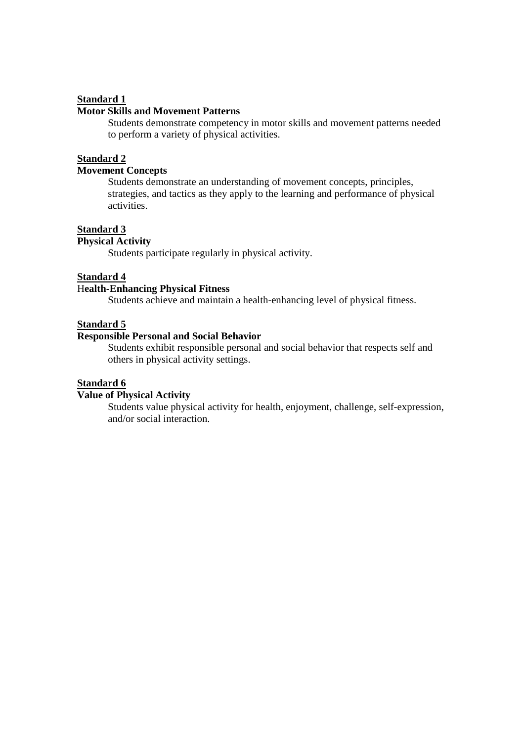<u>**Standard 1**</u>

**Motor Skills and Movement Patterns**

Students demonstrate competency in motor skills and movement patterns needed to perform a variety of physical activities.

<u>**Standard 2**</u>

**Movement Concepts**

Students demonstrate an understanding of movement concepts, principles, strategies, and tactics as they apply to the learning and performance of physical activities.

<u>**Standard 3**</u>

**Physical Activity**

Students participate regularly in physical activity.

<u>**Standard 4**</u>

**Health-Enhancing Physical Fitness**

Students achieve and maintain a health-enhancing level of physical fitness.

<u>**Standard 5**</u>

**Responsible Personal and Social Behavior**

Students exhibit responsible personal and social behavior that respects self and others in physical activity settings.

<u>**Standard 6**</u>

**Value of Physical Activity**

Students value physical activity for health, enjoyment, challenge, self-expression, and/or social interaction.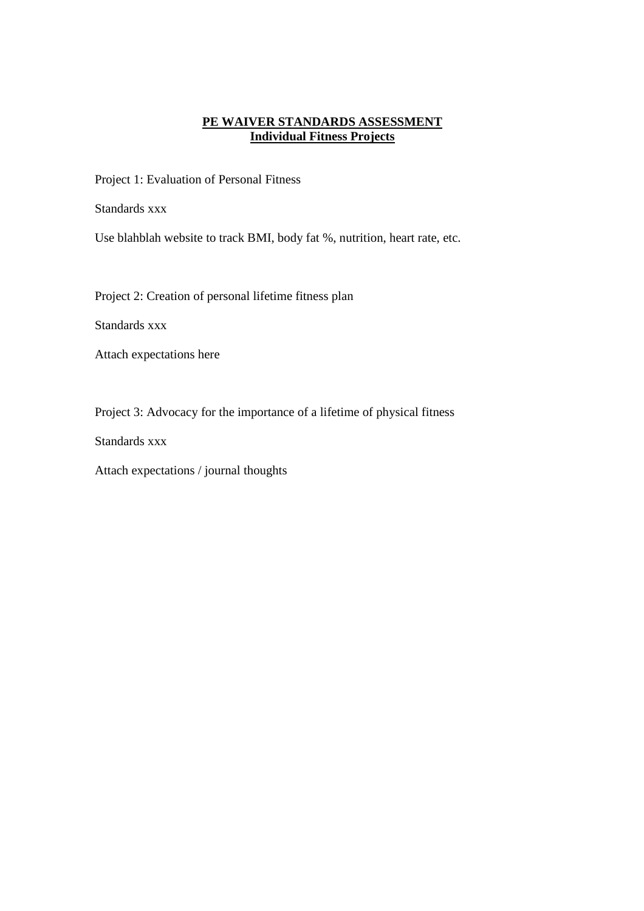**PE WAIVER STANDARDS ASSESSMENT**
**Individual Fitness Projects**

Project 1: Evaluation of Personal Fitness

Standards xxx

Use blahblah website to track BMI, body fat %, nutrition, heart rate, etc.

Project 2: Creation of personal lifetime fitness plan

Standards xxx

Attach expectations here

Project 3: Advocacy for the importance of a lifetime of physical fitness

Standards xxx

Attach expectations / journal thoughts